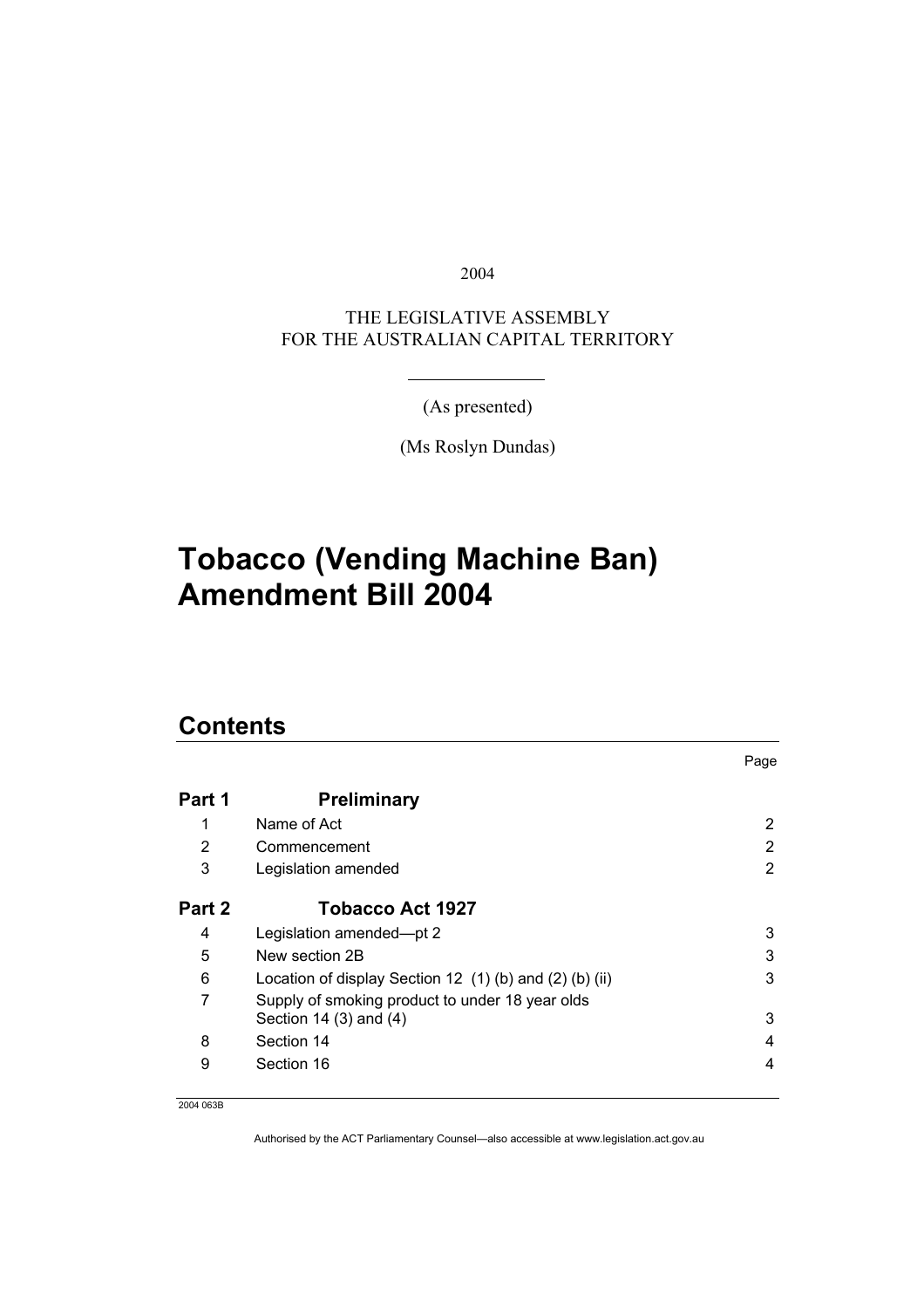2004

THE LEGISLATIVE ASSEMBLY
FOR THE AUSTRALIAN CAPITAL TERRITORY

(As presented)

(Ms Roslyn Dundas)

# Tobacco (Vending Machine Ban) Amendment Bill 2004

## Contents

| | | Page |
|---|---|---|
| **Part 1** | **Preliminary** | |
| 1 | Name of Act | 2 |
| 2 | Commencement | 2 |
| 3 | Legislation amended | 2 |
| **Part 2** | **Tobacco Act 1927** | |
| 4 | Legislation amended—pt 2 | 3 |
| 5 | New section 2B | 3 |
| 6 | Location of display Section 12 (1) (b) and (2) (b) (ii) | 3 |
| 7 | Supply of smoking product to under 18 year olds Section 14 (3) and (4) | 3 |
| 8 | Section 14 | 4 |
| 9 | Section 16 | 4 |

2004 063B

Authorised by the ACT Parliamentary Counsel—also accessible at www.legislation.act.gov.au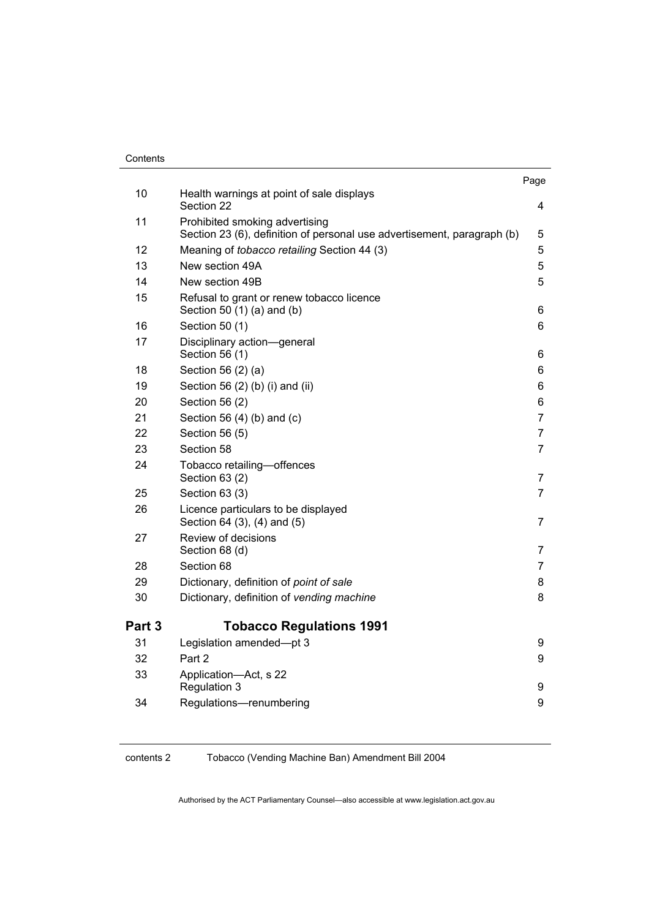| | | Page |
|---|---|---|
| 10 | Health warnings at point of sale displays<br>Section 22 | 4 |
| 11 | Prohibited smoking advertising<br>Section 23 (6), definition of personal use advertisement, paragraph (b) | 5 |
| 12 | Meaning of *tobacco retailing* Section 44 (3) | 5 |
| 13 | New section 49A | 5 |
| 14 | New section 49B | 5 |
| 15 | Refusal to grant or renew tobacco licence<br>Section 50 (1) (a) and (b) | 6 |
| 16 | Section 50 (1) | 6 |
| 17 | Disciplinary action—general<br>Section 56 (1) | 6 |
| 18 | Section 56 (2) (a) | 6 |
| 19 | Section 56 (2) (b) (i) and (ii) | 6 |
| 20 | Section 56 (2) | 6 |
| 21 | Section 56 (4) (b) and (c) | 7 |
| 22 | Section 56 (5) | 7 |
| 23 | Section 58 | 7 |
| 24 | Tobacco retailing—offences<br>Section 63 (2) | 7 |
| 25 | Section 63 (3) | 7 |
| 26 | Licence particulars to be displayed<br>Section 64 (3), (4) and (5) | 7 |
| 27 | Review of decisions<br>Section 68 (d) | 7 |
| 28 | Section 68 | 7 |
| 29 | Dictionary, definition of *point of sale* | 8 |
| 30 | Dictionary, definition of *vending machine* | 8 |

## Part 3 Tobacco Regulations 1991

| | | |
|---|---|---|
| 31 | Legislation amended—pt 3 | 9 |
| 32 | Part 2 | 9 |
| 33 | Application—Act, s 22<br>Regulation 3 | 9 |
| 34 | Regulations—renumbering | 9 |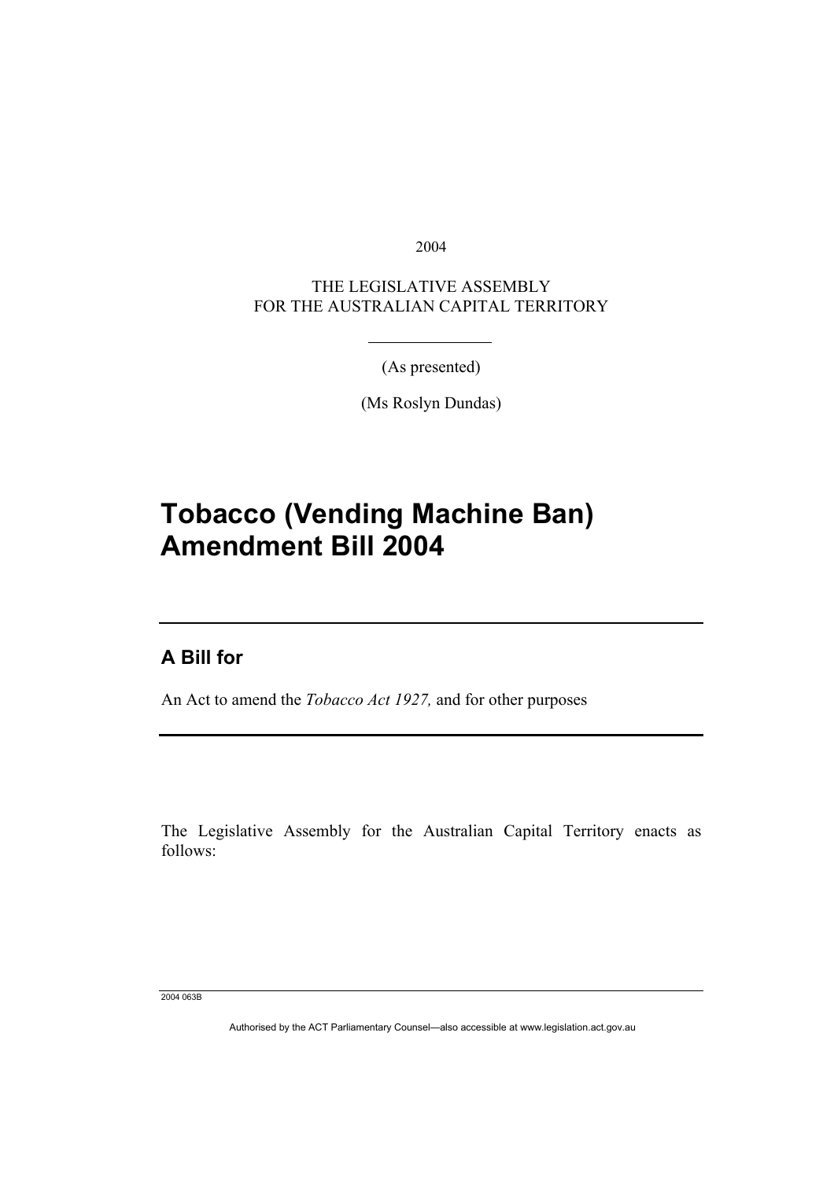2004

THE LEGISLATIVE ASSEMBLY
FOR THE AUSTRALIAN CAPITAL TERRITORY

(As presented)

(Ms Roslyn Dundas)

# Tobacco (Vending Machine Ban) Amendment Bill 2004

## A Bill for

An Act to amend the *Tobacco Act 1927,* and for other purposes

The Legislative Assembly for the Australian Capital Territory enacts as follows:

2004 063B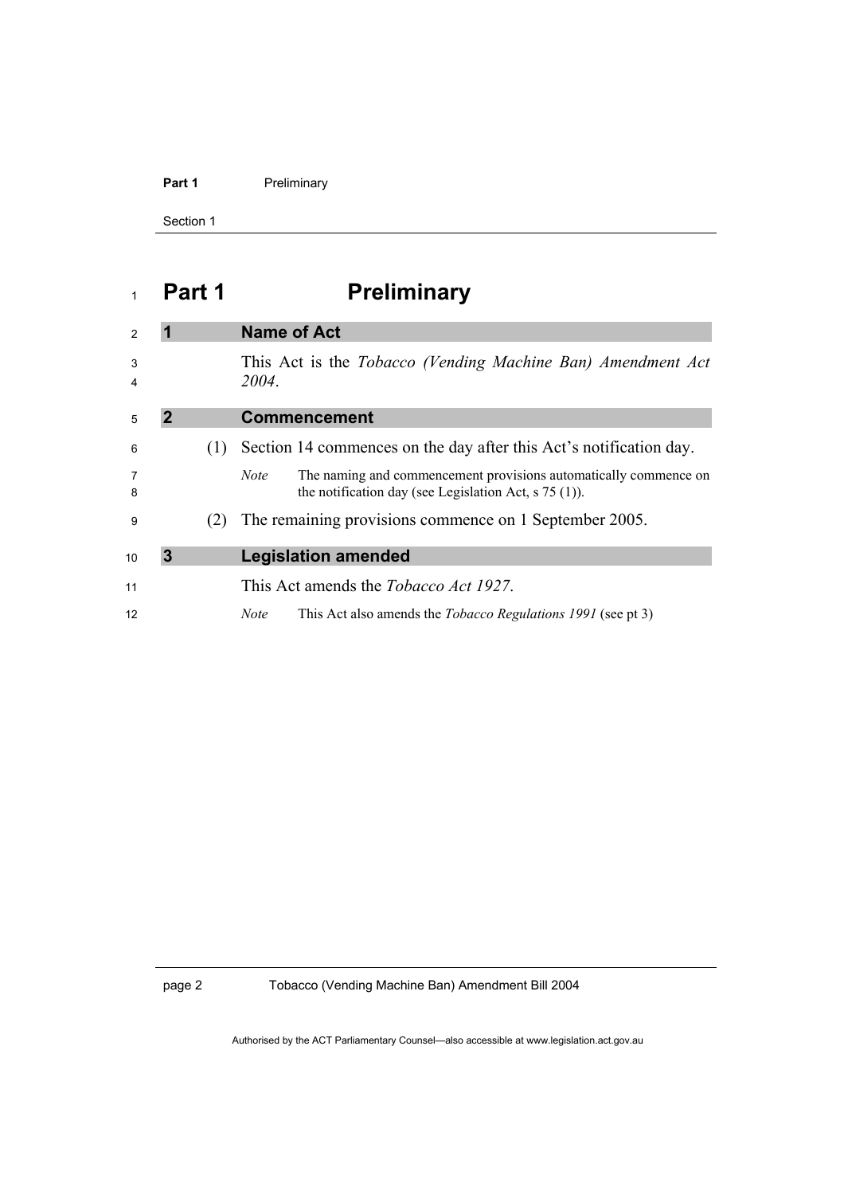# Part 1 Preliminary

## 1 Name of Act

This Act is the *Tobacco (Vending Machine Ban) Amendment Act 2004*.

## 2 Commencement

(1) Section 14 commences on the day after this Act's notification day.

*Note* The naming and commencement provisions automatically commence on the notification day (see Legislation Act, s 75 (1)).

(2) The remaining provisions commence on 1 September 2005.

## 3 Legislation amended

This Act amends the *Tobacco Act 1927*.

*Note* This Act also amends the *Tobacco Regulations 1991* (see pt 3)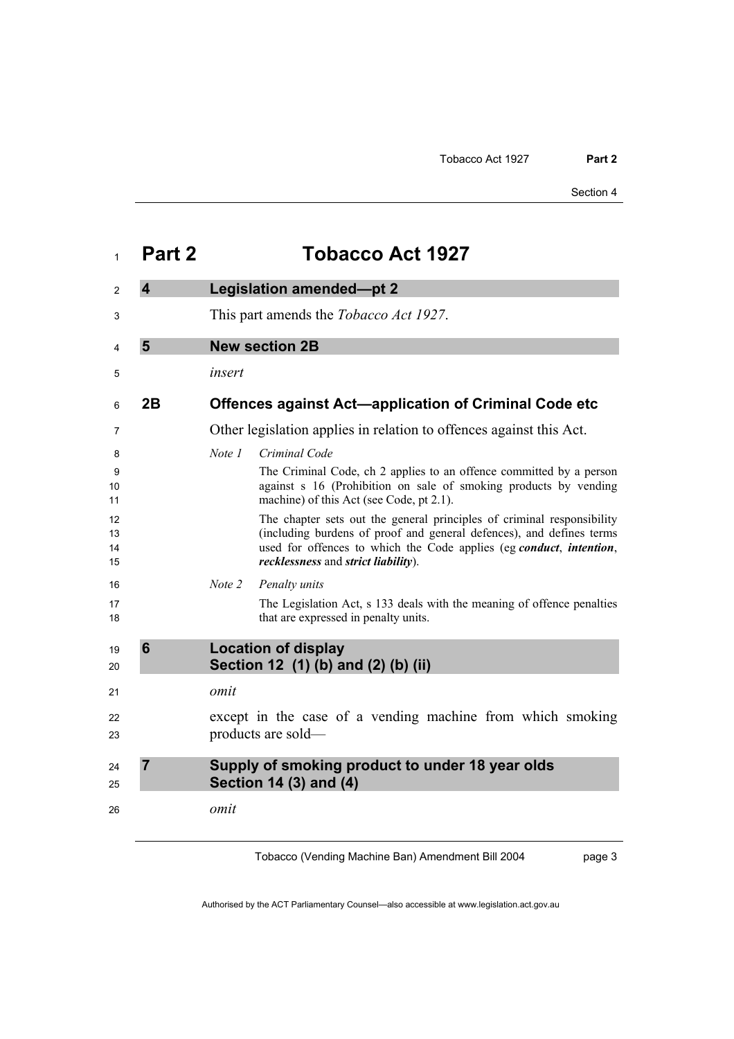# Part 2 Tobacco Act 1927

## 4 Legislation amended—pt 2

This part amends the *Tobacco Act 1927*.

## 5 New section 2B

*insert*

### 2B Offences against Act—application of Criminal Code etc

Other legislation applies in relation to offences against this Act.

*Note 1* *Criminal Code*

The Criminal Code, ch 2 applies to an offence committed by a person against s 16 (Prohibition on sale of smoking products by vending machine) of this Act (see Code, pt 2.1).

The chapter sets out the general principles of criminal responsibility (including burdens of proof and general defences), and defines terms used for offences to which the Code applies (eg ***conduct***, ***intention***, ***recklessness*** and ***strict liability***).

*Note 2* *Penalty units*

The Legislation Act, s 133 deals with the meaning of offence penalties that are expressed in penalty units.

## 6 Location of display Section 12 (1) (b) and (2) (b) (ii)

*omit*

except in the case of a vending machine from which smoking products are sold—

## 7 Supply of smoking product to under 18 year olds Section 14 (3) and (4)

*omit*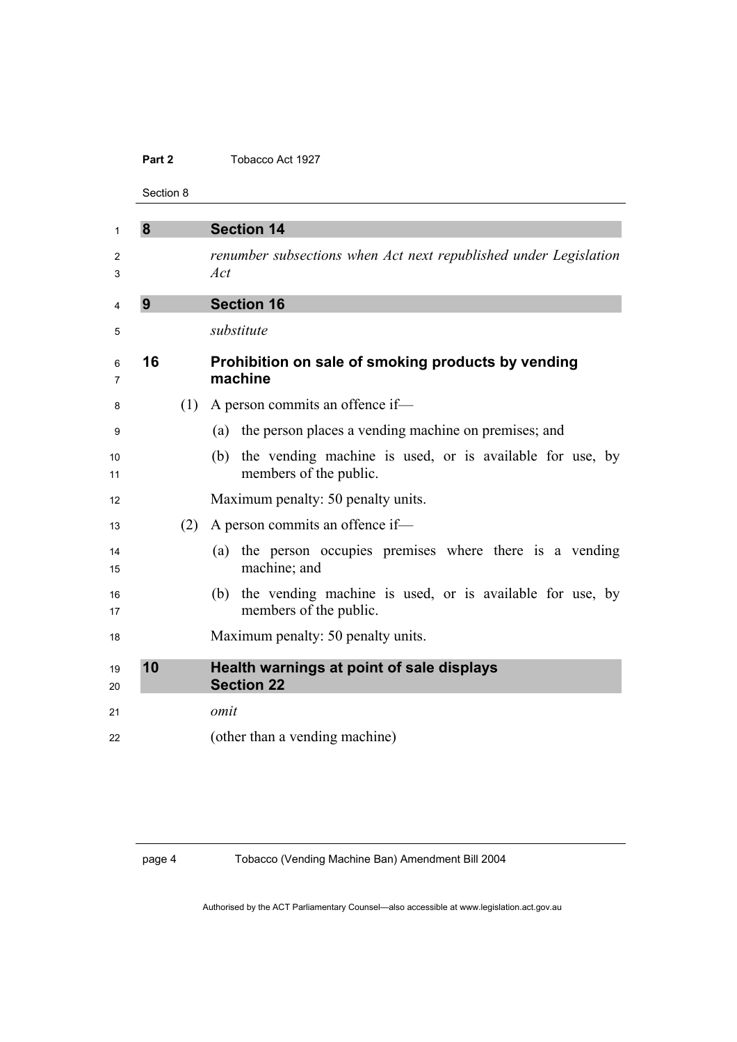## 8 Section 14

*renumber subsections when Act next republished under Legislation Act*

## 9 Section 16

*substitute*

### 16 Prohibition on sale of smoking products by vending machine

(1) A person commits an offence if—

(a) the person places a vending machine on premises; and

(b) the vending machine is used, or is available for use, by members of the public.

Maximum penalty: 50 penalty units.

(2) A person commits an offence if—

(a) the person occupies premises where there is a vending machine; and

(b) the vending machine is used, or is available for use, by members of the public.

Maximum penalty: 50 penalty units.

## 10 Health warnings at point of sale displays Section 22

*omit*

(other than a vending machine)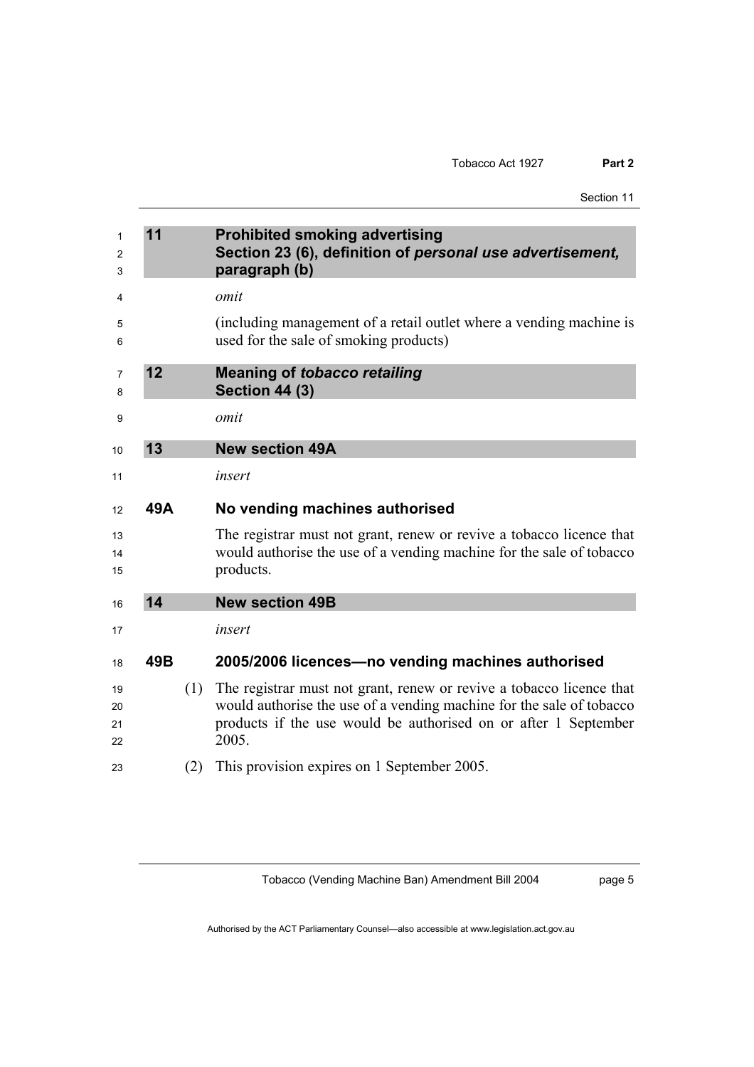## 11 Prohibited smoking advertising Section 23 (6), definition of *personal use advertisement*, paragraph (b)

*omit*

(including management of a retail outlet where a vending machine is used for the sale of smoking products)

## 12 Meaning of *tobacco retailing* Section 44 (3)

*omit*

## 13 New section 49A

*insert*

### 49A No vending machines authorised

The registrar must not grant, renew or revive a tobacco licence that would authorise the use of a vending machine for the sale of tobacco products.

## 14 New section 49B

*insert*

### 49B 2005/2006 licences—no vending machines authorised

(1) The registrar must not grant, renew or revive a tobacco licence that would authorise the use of a vending machine for the sale of tobacco products if the use would be authorised on or after 1 September 2005.

(2) This provision expires on 1 September 2005.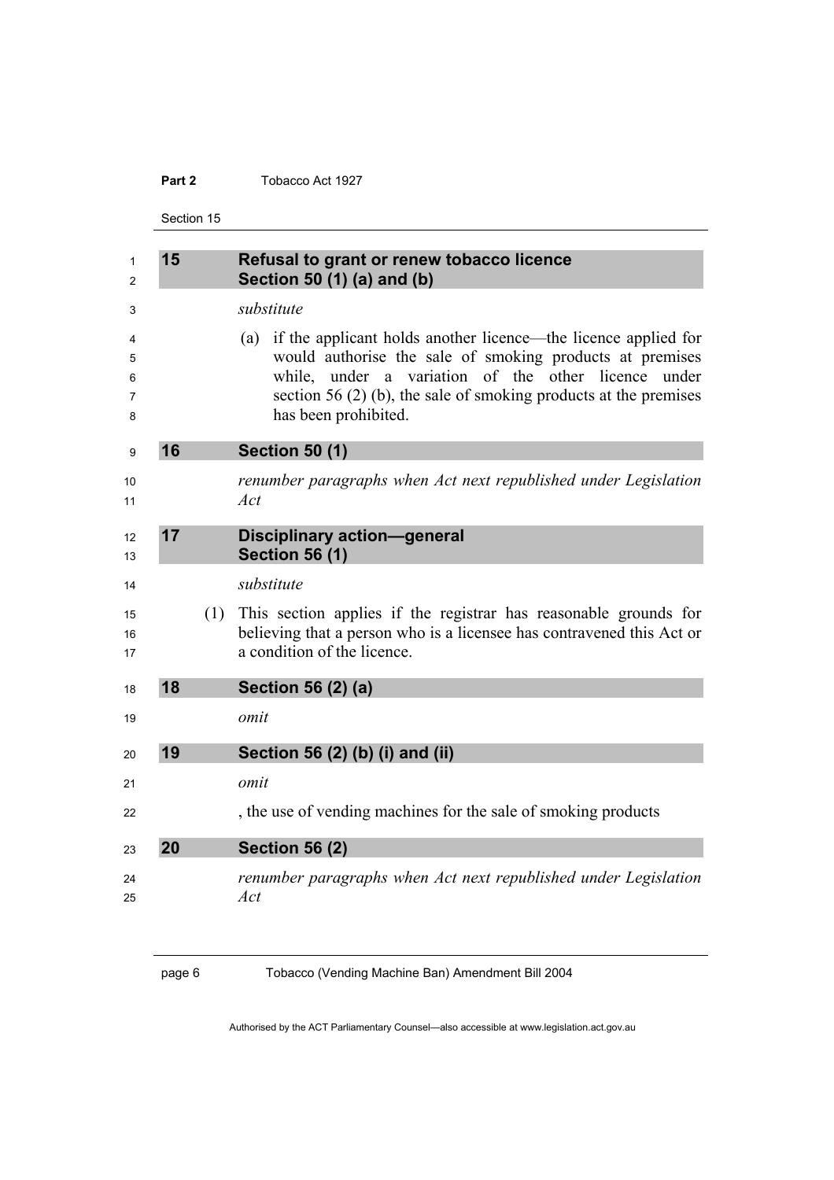## 15 Refusal to grant or renew tobacco licence
## Section 50 (1) (a) and (b)

*substitute*

(a) if the applicant holds another licence—the licence applied for would authorise the sale of smoking products at premises while, under a variation of the other licence under section 56 (2) (b), the sale of smoking products at the premises has been prohibited.

## 16 Section 50 (1)

*renumber paragraphs when Act next republished under Legislation Act*

## 17 Disciplinary action—general
## Section 56 (1)

*substitute*

(1) This section applies if the registrar has reasonable grounds for believing that a person who is a licensee has contravened this Act or a condition of the licence.

## 18 Section 56 (2) (a)

*omit*

## 19 Section 56 (2) (b) (i) and (ii)

*omit*

, the use of vending machines for the sale of smoking products

## 20 Section 56 (2)

*renumber paragraphs when Act next republished under Legislation Act*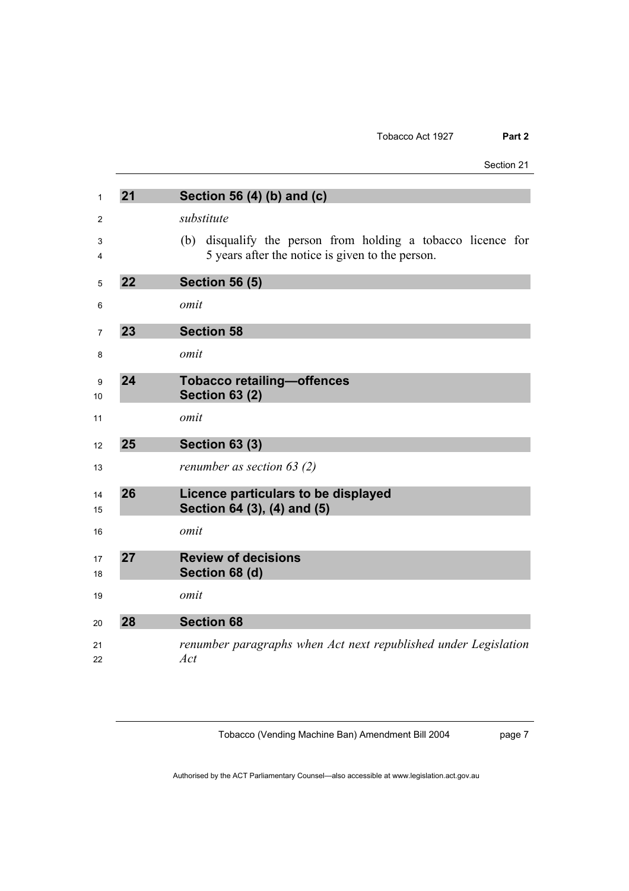### 21 Section 56 (4) (b) and (c)

*substitute*

(b) disqualify the person from holding a tobacco licence for 5 years after the notice is given to the person.

### 22 Section 56 (5)

*omit*

### 23 Section 58

*omit*

### 24 Tobacco retailing—offences Section 63 (2)

*omit*

### 25 Section 63 (3)

*renumber as section 63 (2)*

### 26 Licence particulars to be displayed Section 64 (3), (4) and (5)

*omit*

### 27 Review of decisions Section 68 (d)

*omit*

### 28 Section 68

*renumber paragraphs when Act next republished under Legislation Act*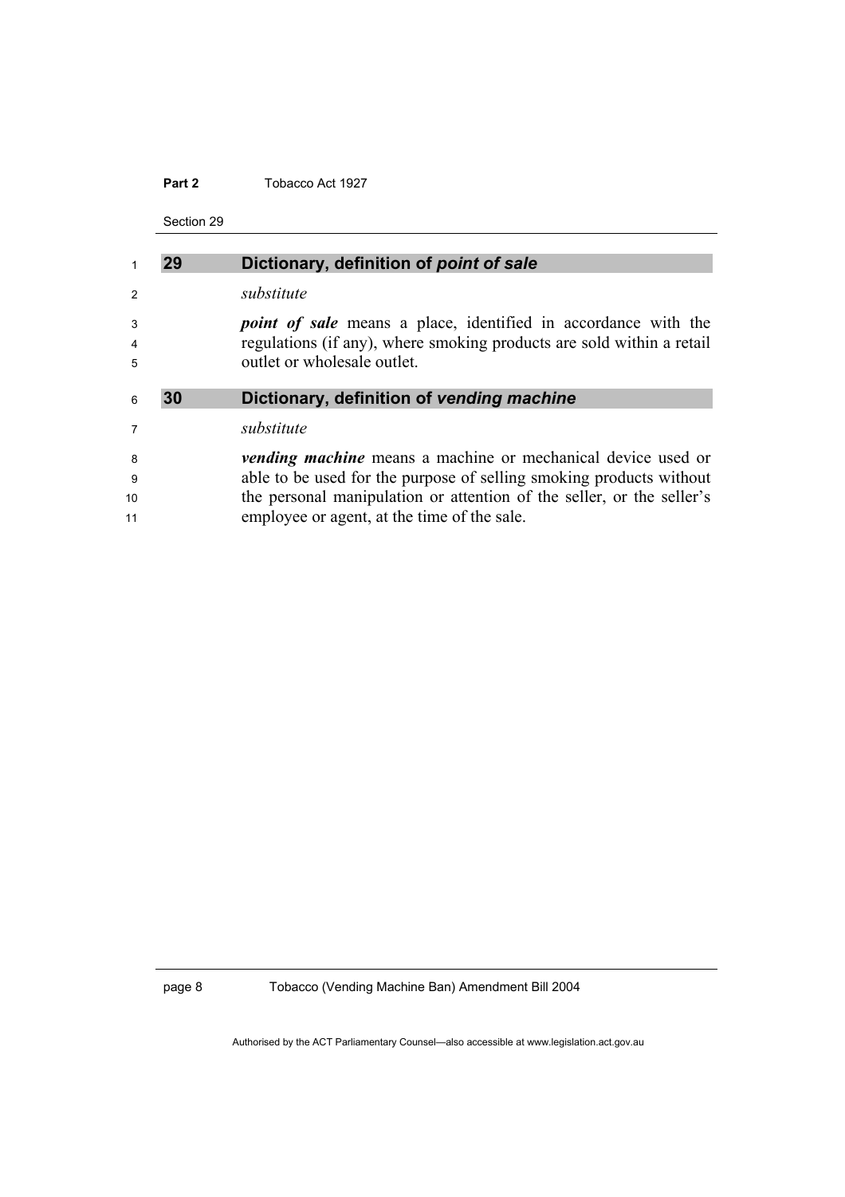### 29 Dictionary, definition of *point of sale*

*substitute*

***point of sale*** means a place, identified in accordance with the regulations (if any), where smoking products are sold within a retail outlet or wholesale outlet.

### 30 Dictionary, definition of *vending machine*

*substitute*

***vending machine*** means a machine or mechanical device used or able to be used for the purpose of selling smoking products without the personal manipulation or attention of the seller, or the seller's employee or agent, at the time of the sale.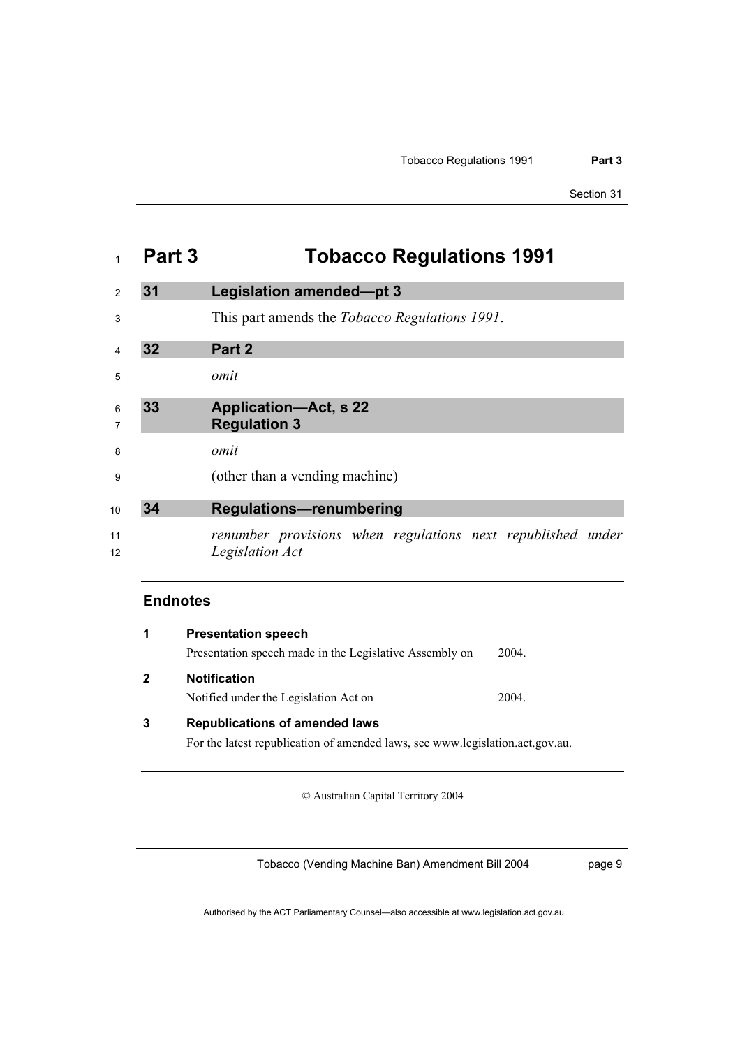# Part 3 Tobacco Regulations 1991

## 31 Legislation amended—pt 3

This part amends the *Tobacco Regulations 1991*.

## 32 Part 2

*omit*

## 33 Application—Act, s 22 Regulation 3

*omit*

(other than a vending machine)

## 34 Regulations—renumbering

*renumber provisions when regulations next republished under Legislation Act*

## Endnotes

**1 Presentation speech**

Presentation speech made in the Legislative Assembly on 2004.

**2 Notification**

Notified under the Legislation Act on 2004.

**3 Republications of amended laws**

For the latest republication of amended laws, see www.legislation.act.gov.au.

© Australian Capital Territory 2004